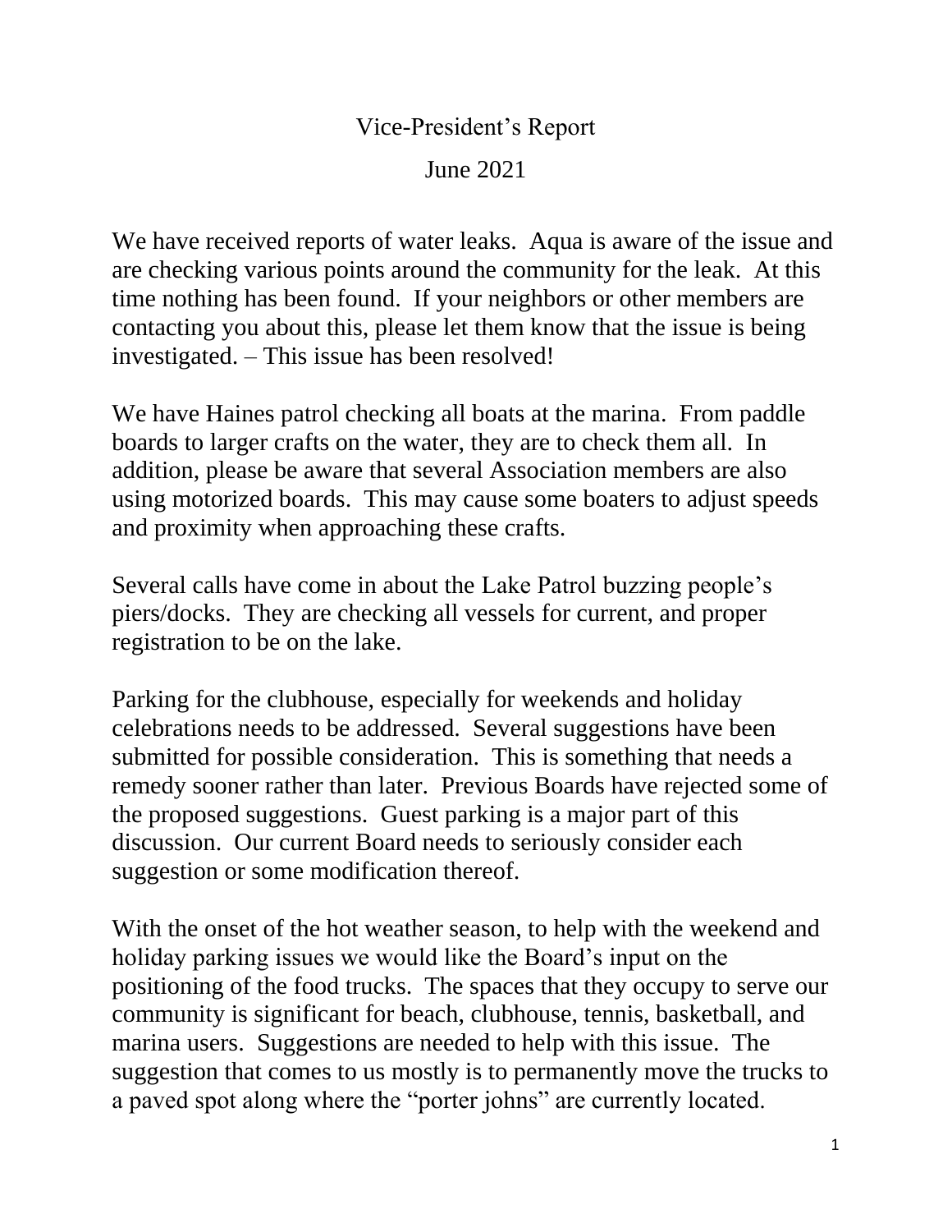# Vice-President's Report

## June 2021

We have received reports of water leaks. Aqua is aware of the issue and are checking various points around the community for the leak. At this time nothing has been found. If your neighbors or other members are contacting you about this, please let them know that the issue is being investigated. – This issue has been resolved!

We have Haines patrol checking all boats at the marina. From paddle boards to larger crafts on the water, they are to check them all. In addition, please be aware that several Association members are also using motorized boards. This may cause some boaters to adjust speeds and proximity when approaching these crafts.

Several calls have come in about the Lake Patrol buzzing people's piers/docks. They are checking all vessels for current, and proper registration to be on the lake.

Parking for the clubhouse, especially for weekends and holiday celebrations needs to be addressed. Several suggestions have been submitted for possible consideration. This is something that needs a remedy sooner rather than later. Previous Boards have rejected some of the proposed suggestions. Guest parking is a major part of this discussion. Our current Board needs to seriously consider each suggestion or some modification thereof.

With the onset of the hot weather season, to help with the weekend and holiday parking issues we would like the Board's input on the positioning of the food trucks. The spaces that they occupy to serve our community is significant for beach, clubhouse, tennis, basketball, and marina users. Suggestions are needed to help with this issue. The suggestion that comes to us mostly is to permanently move the trucks to a paved spot along where the "porter johns" are currently located.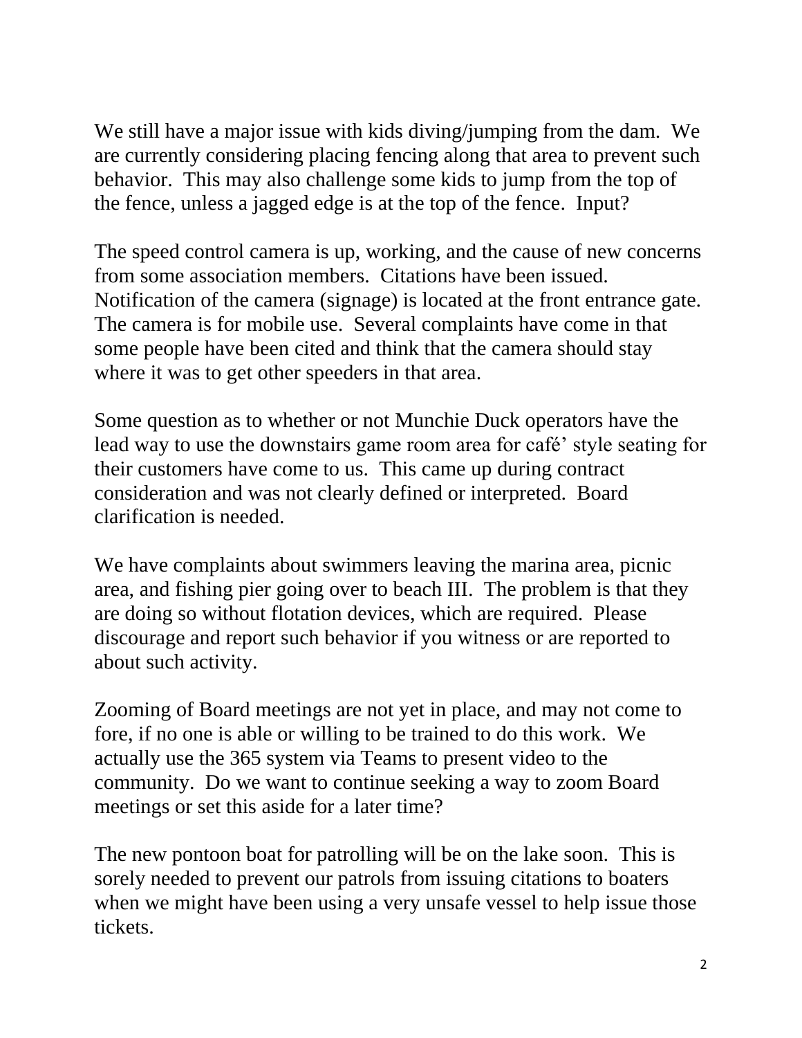We still have a major issue with kids diving/jumping from the dam. We are currently considering placing fencing along that area to prevent such behavior. This may also challenge some kids to jump from the top of the fence, unless a jagged edge is at the top of the fence. Input?

The speed control camera is up, working, and the cause of new concerns from some association members. Citations have been issued. Notification of the camera (signage) is located at the front entrance gate. The camera is for mobile use. Several complaints have come in that some people have been cited and think that the camera should stay where it was to get other speeders in that area.

Some question as to whether or not Munchie Duck operators have the lead way to use the downstairs game room area for café' style seating for their customers have come to us. This came up during contract consideration and was not clearly defined or interpreted. Board clarification is needed.

We have complaints about swimmers leaving the marina area, picnic area, and fishing pier going over to beach III. The problem is that they are doing so without flotation devices, which are required. Please discourage and report such behavior if you witness or are reported to about such activity.

Zooming of Board meetings are not yet in place, and may not come to fore, if no one is able or willing to be trained to do this work. We actually use the 365 system via Teams to present video to the community. Do we want to continue seeking a way to zoom Board meetings or set this aside for a later time?

The new pontoon boat for patrolling will be on the lake soon. This is sorely needed to prevent our patrols from issuing citations to boaters when we might have been using a very unsafe vessel to help issue those tickets.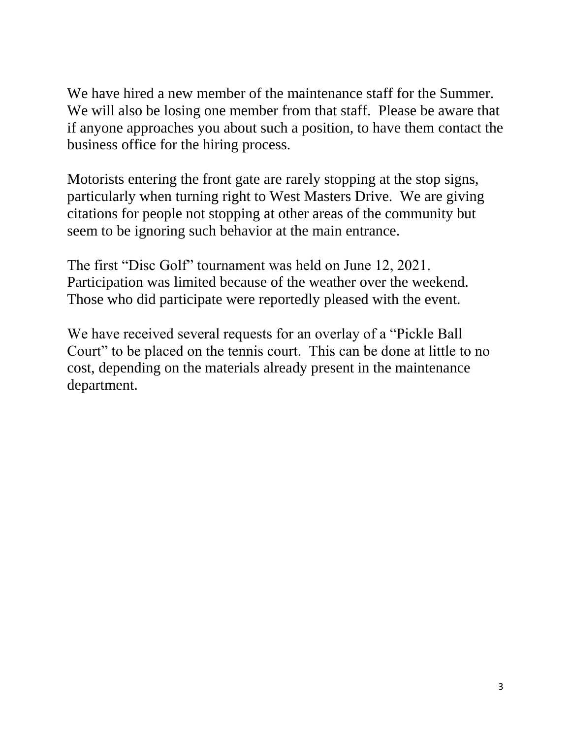We have hired a new member of the maintenance staff for the Summer. We will also be losing one member from that staff. Please be aware that if anyone approaches you about such a position, to have them contact the business office for the hiring process.

Motorists entering the front gate are rarely stopping at the stop signs, particularly when turning right to West Masters Drive. We are giving citations for people not stopping at other areas of the community but seem to be ignoring such behavior at the main entrance.

The first "Disc Golf" tournament was held on June 12, 2021. Participation was limited because of the weather over the weekend. Those who did participate were reportedly pleased with the event.

We have received several requests for an overlay of a "Pickle Ball Court" to be placed on the tennis court. This can be done at little to no cost, depending on the materials already present in the maintenance department.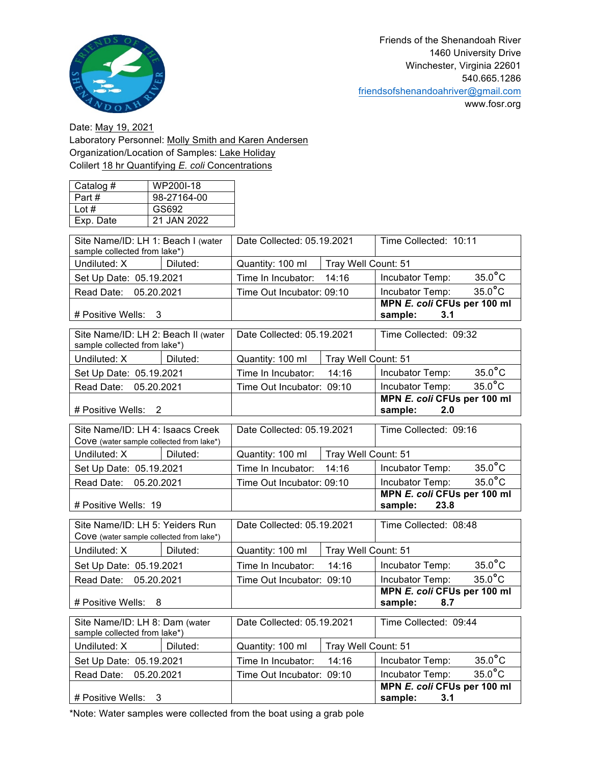Friends of the Shenandoah River
1460 University Drive
Winchester, Virginia 22601
540.665.1286
friendsofshenandoahriver@gmail.com
www.fosr.org

Date: May 19, 2021
Laboratory Personnel: Molly Smith and Karen Andersen
Organization/Location of Samples: Lake Holiday
Colilert 18 hr Quantifying *E. coli* Concentrations

| Catalog # | WP200I-18 |
|---|---|
| Part # | 98-27164-00 |
| Lot # | GS692 |
| Exp. Date | 21 JAN 2022 |

| Site Name/ID: LH 1: Beach I (water sample collected from lake*) | | Date Collected: 05.19.2021 | | Time Collected: 10:11 |
|---|---|---|---|---|
| Undiluted: X | Diluted: | Quantity: 100 ml | Tray Well Count: 51 | |
| Set Up Date: 05.19.2021 | | Time In Incubator: 14:16 | | Incubator Temp: 35.0°C |
| Read Date: 05.20.2021 | | Time Out Incubator: 09:10 | | Incubator Temp: 35.0°C |
| # Positive Wells: 3 | | | | **MPN *E. coli* CFUs per 100 ml sample: 3.1** |

| Site Name/ID: LH 2: Beach II (water sample collected from lake*) | | Date Collected: 05.19.2021 | | Time Collected: 09:32 |
|---|---|---|---|---|
| Undiluted: X | Diluted: | Quantity: 100 ml | Tray Well Count: 51 | |
| Set Up Date: 05.19.2021 | | Time In Incubator: 14:16 | | Incubator Temp: 35.0°C |
| Read Date: 05.20.2021 | | Time Out Incubator: 09:10 | | Incubator Temp: 35.0°C |
| # Positive Wells: 2 | | | | **MPN *E. coli* CFUs per 100 ml sample: 2.0** |

| Site Name/ID: LH 4: Isaacs Creek Cove (water sample collected from lake*) | | Date Collected: 05.19.2021 | | Time Collected: 09:16 |
|---|---|---|---|---|
| Undiluted: X | Diluted: | Quantity: 100 ml | Tray Well Count: 51 | |
| Set Up Date: 05.19.2021 | | Time In Incubator: 14:16 | | Incubator Temp: 35.0°C |
| Read Date: 05.20.2021 | | Time Out Incubator: 09:10 | | Incubator Temp: 35.0°C |
| # Positive Wells: 19 | | | | **MPN *E. coli* CFUs per 100 ml sample: 23.8** |

| Site Name/ID: LH 5: Yeiders Run Cove (water sample collected from lake*) | | Date Collected: 05.19.2021 | | Time Collected: 08:48 |
|---|---|---|---|---|
| Undiluted: X | Diluted: | Quantity: 100 ml | Tray Well Count: 51 | |
| Set Up Date: 05.19.2021 | | Time In Incubator: 14:16 | | Incubator Temp: 35.0°C |
| Read Date: 05.20.2021 | | Time Out Incubator: 09:10 | | Incubator Temp: 35.0°C |
| # Positive Wells: 8 | | | | **MPN *E. coli* CFUs per 100 ml sample: 8.7** |

| Site Name/ID: LH 8: Dam (water sample collected from lake*) | | Date Collected: 05.19.2021 | | Time Collected: 09:44 |
|---|---|---|---|---|
| Undiluted: X | Diluted: | Quantity: 100 ml | Tray Well Count: 51 | |
| Set Up Date: 05.19.2021 | | Time In Incubator: 14:16 | | Incubator Temp: 35.0°C |
| Read Date: 05.20.2021 | | Time Out Incubator: 09:10 | | Incubator Temp: 35.0°C |
| # Positive Wells: 3 | | | | **MPN *E. coli* CFUs per 100 ml sample: 3.1** |

*Note: Water samples were collected from the boat using a grab pole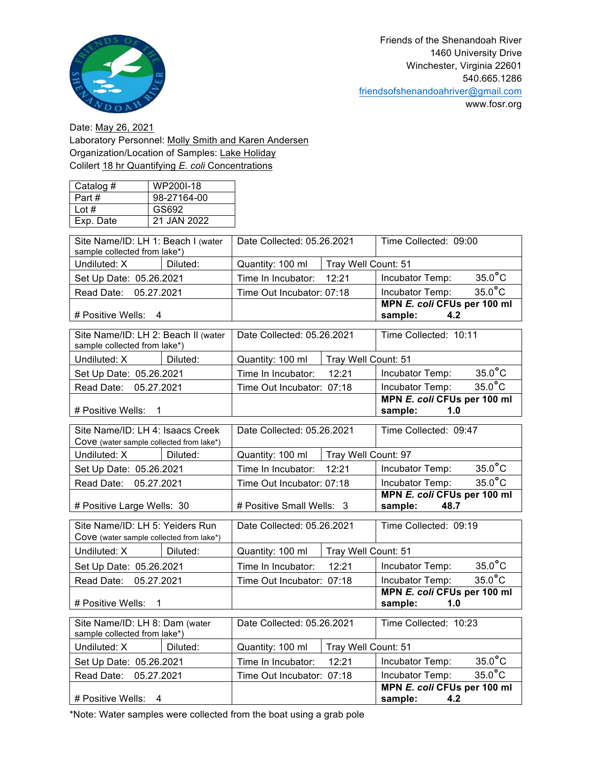Friends of the Shenandoah River
1460 University Drive
Winchester, Virginia 22601
540.665.1286
friendsofshenandoahriver@gmail.com
www.fosr.org

Date: May 26, 2021
Laboratory Personnel: Molly Smith and Karen Andersen
Organization/Location of Samples: Lake Holiday
Colilert 18 hr Quantifying *E. coli* Concentrations

| Catalog # | WP200I-18 |
|---|---|
| Part # | 98-27164-00 |
| Lot # | GS692 |
| Exp. Date | 21 JAN 2022 |

| Site Name/ID: LH 1: Beach I (water sample collected from lake*) | | Date Collected: 05.26.2021 | | Time Collected: 09:00 |
|---|---|---|---|---|
| Undiluted: X | Diluted: | Quantity: 100 ml | Tray Well Count: 51 | |
| Set Up Date: 05.26.2021 | | Time In Incubator: 12:21 | | Incubator Temp: 35.0°C |
| Read Date: 05.27.2021 | | Time Out Incubator: 07:18 | | Incubator Temp: 35.0°C |
| # Positive Wells: 4 | | | | **MPN *E. coli* CFUs per 100 ml sample: 4.2** |

| Site Name/ID: LH 2: Beach II (water sample collected from lake*) | | Date Collected: 05.26.2021 | | Time Collected: 10:11 |
|---|---|---|---|---|
| Undiluted: X | Diluted: | Quantity: 100 ml | Tray Well Count: 51 | |
| Set Up Date: 05.26.2021 | | Time In Incubator: 12:21 | | Incubator Temp: 35.0°C |
| Read Date: 05.27.2021 | | Time Out Incubator: 07:18 | | Incubator Temp: 35.0°C |
| # Positive Wells: 1 | | | | **MPN *E. coli* CFUs per 100 ml sample: 1.0** |

| Site Name/ID: LH 4: Isaacs Creek Cove (water sample collected from lake*) | | Date Collected: 05.26.2021 | | Time Collected: 09:47 |
|---|---|---|---|---|
| Undiluted: X | Diluted: | Quantity: 100 ml | Tray Well Count: 97 | |
| Set Up Date: 05.26.2021 | | Time In Incubator: 12:21 | | Incubator Temp: 35.0°C |
| Read Date: 05.27.2021 | | Time Out Incubator: 07:18 | | Incubator Temp: 35.0°C |
| # Positive Large Wells: 30 | | # Positive Small Wells: 3 | | **MPN *E. coli* CFUs per 100 ml sample: 48.7** |

| Site Name/ID: LH 5: Yeiders Run Cove (water sample collected from lake*) | | Date Collected: 05.26.2021 | | Time Collected: 09:19 |
|---|---|---|---|---|
| Undiluted: X | Diluted: | Quantity: 100 ml | Tray Well Count: 51 | |
| Set Up Date: 05.26.2021 | | Time In Incubator: 12:21 | | Incubator Temp: 35.0°C |
| Read Date: 05.27.2021 | | Time Out Incubator: 07:18 | | Incubator Temp: 35.0°C |
| # Positive Wells: 1 | | | | **MPN *E. coli* CFUs per 100 ml sample: 1.0** |

| Site Name/ID: LH 8: Dam (water sample collected from lake*) | | Date Collected: 05.26.2021 | | Time Collected: 10:23 |
|---|---|---|---|---|
| Undiluted: X | Diluted: | Quantity: 100 ml | Tray Well Count: 51 | |
| Set Up Date: 05.26.2021 | | Time In Incubator: 12:21 | | Incubator Temp: 35.0°C |
| Read Date: 05.27.2021 | | Time Out Incubator: 07:18 | | Incubator Temp: 35.0°C |
| # Positive Wells: 4 | | | | **MPN *E. coli* CFUs per 100 ml sample: 4.2** |

*Note: Water samples were collected from the boat using a grab pole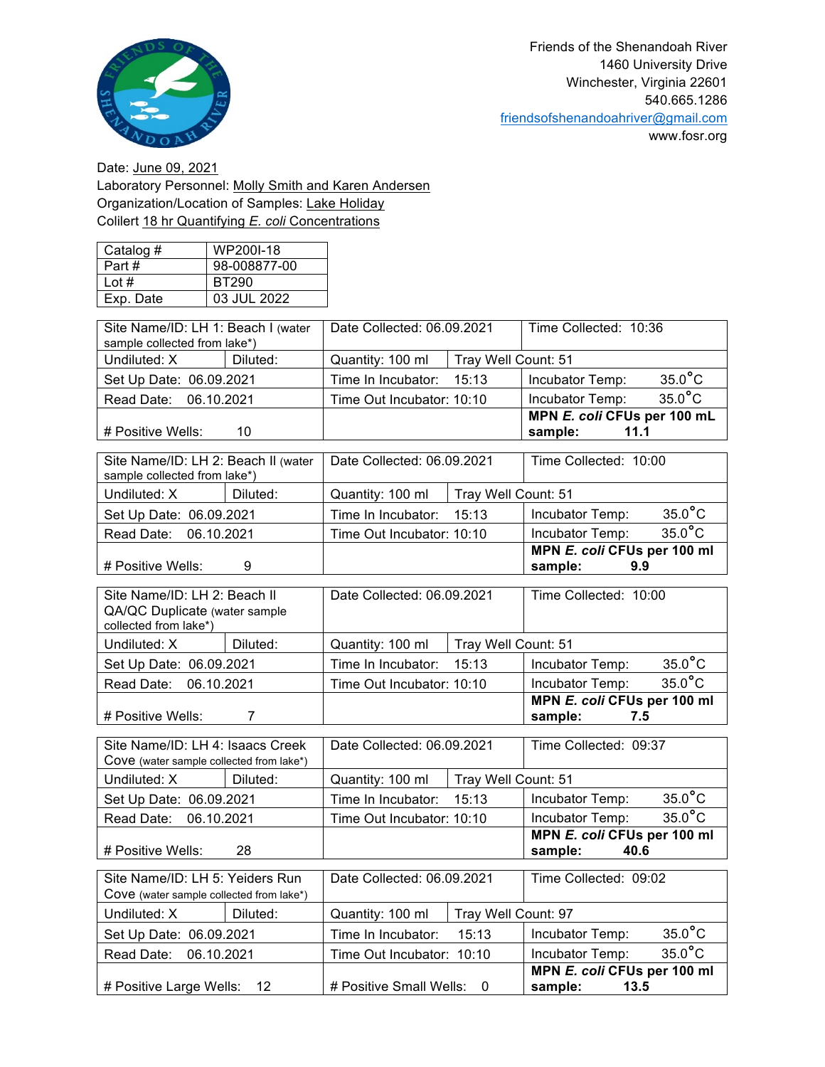Friends of the Shenandoah River
1460 University Drive
Winchester, Virginia 22601
540.665.1286
friendsofshenandoahriver@gmail.com
www.fosr.org

Date: June 09, 2021
Laboratory Personnel: Molly Smith and Karen Andersen
Organization/Location of Samples: Lake Holiday
Collert 18 hr Quantifying *E. coli* Concentrations

| Catalog # | WP200I-18 |
|---|---|
| Part # | 98-008877-00 |
| Lot # | BT290 |
| Exp. Date | 03 JUL 2022 |

| Site Name/ID: LH 1: Beach I (water sample collected from lake*) | | Date Collected: 06.09.2021 | | Time Collected: 10:36 |
|---|---|---|---|---|
| Undiluted: X | Diluted: | Quantity: 100 ml | Tray Well Count: 51 | |
| Set Up Date: 06.09.2021 | | Time In Incubator: 15:13 | | Incubator Temp: 35.0°C |
| Read Date: 06.10.2021 | | Time Out Incubator: 10:10 | | Incubator Temp: 35.0°C |
| # Positive Wells: 10 | | | | **MPN *E. coli* CFUs per 100 mL sample: 11.1** |

| Site Name/ID: LH 2: Beach II (water sample collected from lake*) | | Date Collected: 06.09.2021 | | Time Collected: 10:00 |
|---|---|---|---|---|
| Undiluted: X | Diluted: | Quantity: 100 ml | Tray Well Count: 51 | |
| Set Up Date: 06.09.2021 | | Time In Incubator: 15:13 | | Incubator Temp: 35.0°C |
| Read Date: 06.10.2021 | | Time Out Incubator: 10:10 | | Incubator Temp: 35.0°C |
| # Positive Wells: 9 | | | | **MPN *E. coli* CFUs per 100 ml sample: 9.9** |

| Site Name/ID: LH 2: Beach II QA/QC Duplicate (water sample collected from lake*) | | Date Collected: 06.09.2021 | | Time Collected: 10:00 |
|---|---|---|---|---|
| Undiluted: X | Diluted: | Quantity: 100 ml | Tray Well Count: 51 | |
| Set Up Date: 06.09.2021 | | Time In Incubator: 15:13 | | Incubator Temp: 35.0°C |
| Read Date: 06.10.2021 | | Time Out Incubator: 10:10 | | Incubator Temp: 35.0°C |
| # Positive Wells: 7 | | | | **MPN *E. coli* CFUs per 100 ml sample: 7.5** |

| Site Name/ID: LH 4: Isaacs Creek Cove (water sample collected from lake*) | | Date Collected: 06.09.2021 | | Time Collected: 09:37 |
|---|---|---|---|---|
| Undiluted: X | Diluted: | Quantity: 100 ml | Tray Well Count: 51 | |
| Set Up Date: 06.09.2021 | | Time In Incubator: 15:13 | | Incubator Temp: 35.0°C |
| Read Date: 06.10.2021 | | Time Out Incubator: 10:10 | | Incubator Temp: 35.0°C |
| # Positive Wells: 28 | | | | **MPN *E. coli* CFUs per 100 ml sample: 40.6** |

| Site Name/ID: LH 5: Yeiders Run Cove (water sample collected from lake*) | | Date Collected: 06.09.2021 | | Time Collected: 09:02 |
|---|---|---|---|---|
| Undiluted: X | Diluted: | Quantity: 100 ml | Tray Well Count: 97 | |
| Set Up Date: 06.09.2021 | | Time In Incubator: 15:13 | | Incubator Temp: 35.0°C |
| Read Date: 06.10.2021 | | Time Out Incubator: 10:10 | | Incubator Temp: 35.0°C |
| # Positive Large Wells: 12 | | # Positive Small Wells: 0 | | **MPN *E. coli* CFUs per 100 ml sample: 13.5** |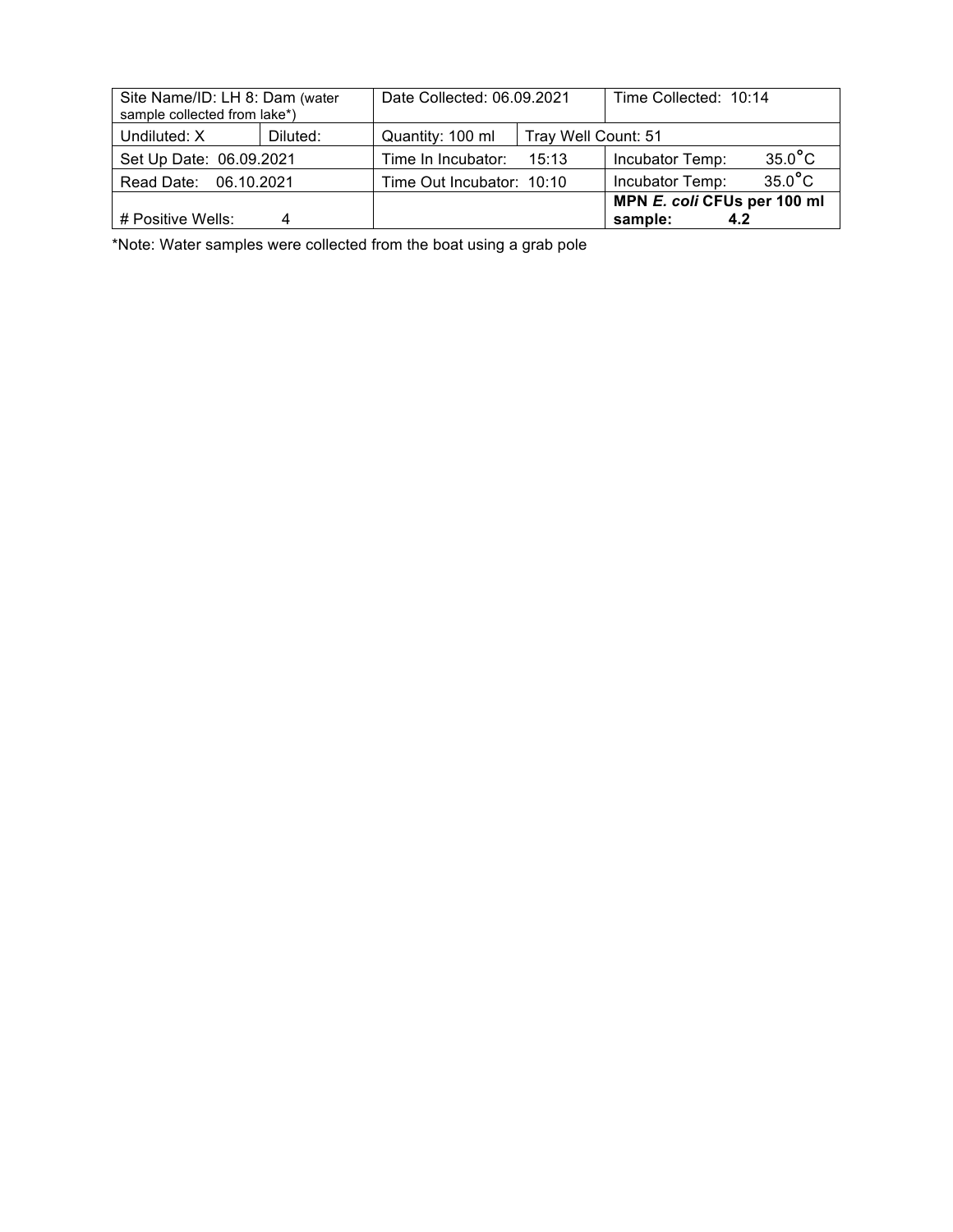| | | | | |
|---|---|---|---|---|
| Site Name/ID: LH 8: Dam (water sample collected from lake*) | | Date Collected: 06.09.2021 | | Time Collected: 10:14 |
| Undiluted: X | Diluted: | Quantity: 100 ml | Tray Well Count: 51 | |
| Set Up Date: 06.09.2021 | | Time In Incubator: 15:13 | | Incubator Temp: 35.0˚C |
| Read Date: 06.10.2021 | | Time Out Incubator: 10:10 | | Incubator Temp: 35.0˚C |
| # Positive Wells: 4 | | | | **MPN *E. coli* CFUs per 100 ml sample: 4.2** |

*Note: Water samples were collected from the boat using a grab pole